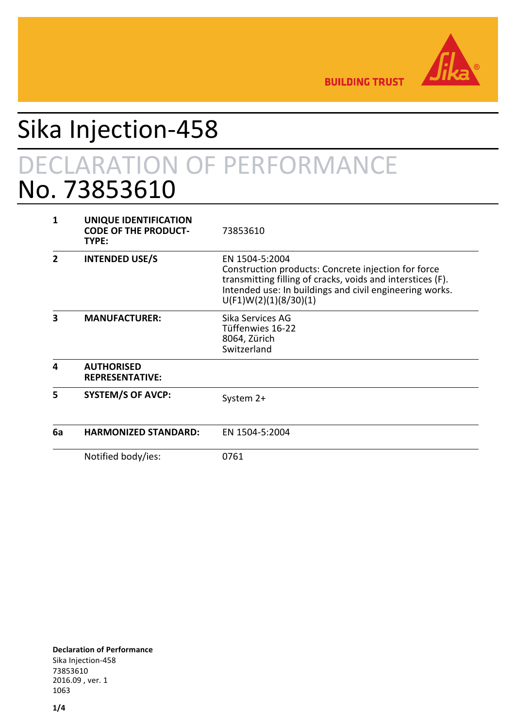# Sika Injection-458

## DECLARATION OF PERFORMANCE

## No. 73853610

| | | |
|---|---|---|
| **1** | **UNIQUE IDENTIFICATION CODE OF THE PRODUCT-TYPE:** | 73853610 |
| **2** | **INTENDED USE/S** | EN 1504-5:2004<br>Construction products: Concrete injection for force transmitting filling of cracks, voids and interstices (F).<br>Intended use: In buildings and civil engineering works.<br>U(F1)W(2)(1)(8/30)(1) |
| **3** | **MANUFACTURER:** | Sika Services AG<br>Tüffenwies 16-22<br>8064, Zürich<br>Switzerland |
| **4** | **AUTHORISED REPRESENTATIVE:** | |
| **5** | **SYSTEM/S OF AVCP:** | System 2+ |
| **6a** | **HARMONIZED STANDARD:** | EN 1504-5:2004 |
| | Notified body/ies: | 0761 |

**Declaration of Performance**
Sika Injection-458
73853610
2016.09 , ver. 1
1063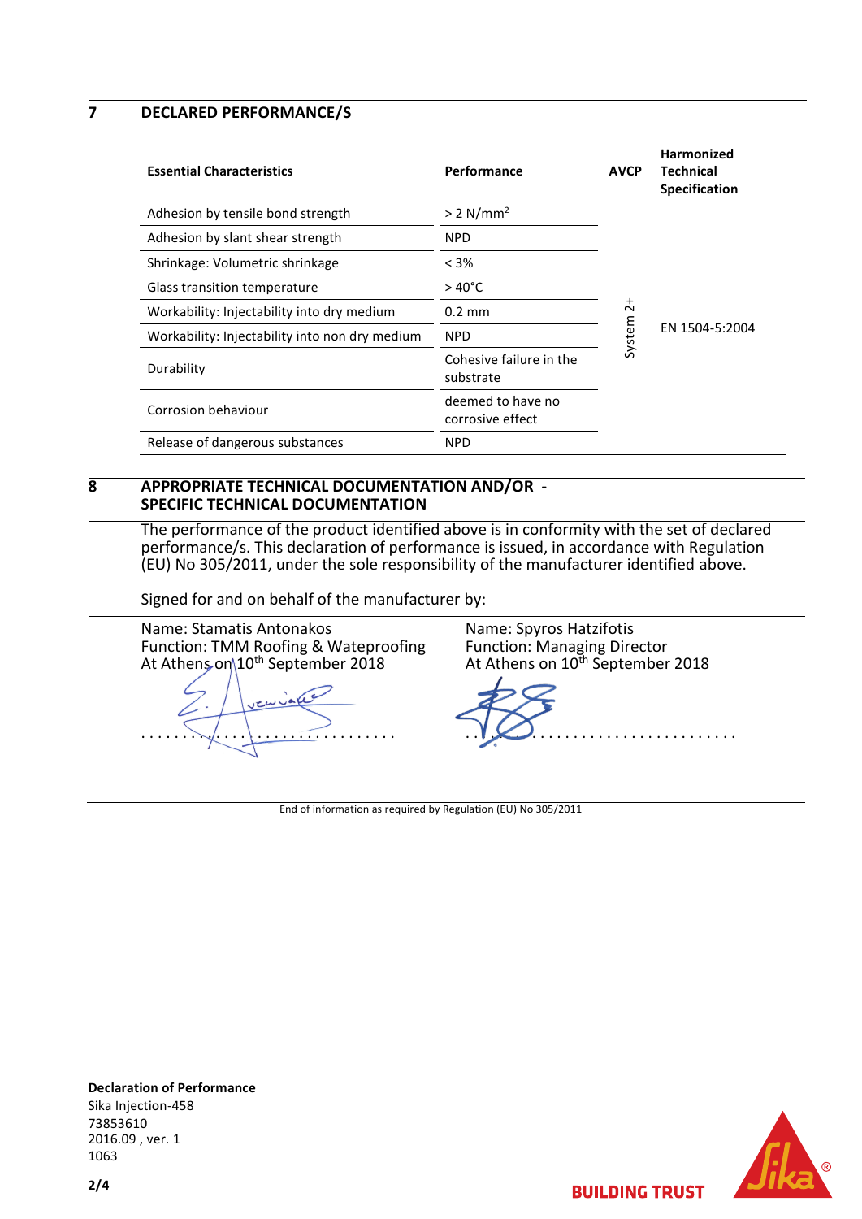## 7 DECLARED PERFORMANCE/S

| Essential Characteristics | Performance | AVCP | Harmonized Technical Specification |
|---|---|---|---|
| Adhesion by tensile bond strength | > 2 N/mm² | System 2+ | EN 1504-5:2004 |
| Adhesion by slant shear strength | NPD | | |
| Shrinkage: Volumetric shrinkage | < 3% | | |
| Glass transition temperature | > 40°C | | |
| Workability: Injectability into dry medium | 0.2 mm | | |
| Workability: Injectability into non dry medium | NPD | | |
| Durability | Cohesive failure in the substrate | | |
| Corrosion behaviour | deemed to have no corrosive effect | | |
| Release of dangerous substances | NPD | | |

## 8 APPROPRIATE TECHNICAL DOCUMENTATION AND/OR - SPECIFIC TECHNICAL DOCUMENTATION

The performance of the product identified above is in conformity with the set of declared performance/s. This declaration of performance is issued, in accordance with Regulation (EU) No 305/2011, under the sole responsibility of the manufacturer identified above.

Signed for and on behalf of the manufacturer by:

Name: Stamatis Antonakos
Function: TMM Roofing & Waterproofing
At Athens on 10th September 2018

.......................................

Name: Spyros Hatzifotis
Function: Managing Director
At Athens on 10th September 2018

.......................................

End of information as required by Regulation (EU) No 305/2011

**Declaration of Performance**
Sika Injection-458
73853610
2016.09 , ver. 1
1063

BUILDING TRUST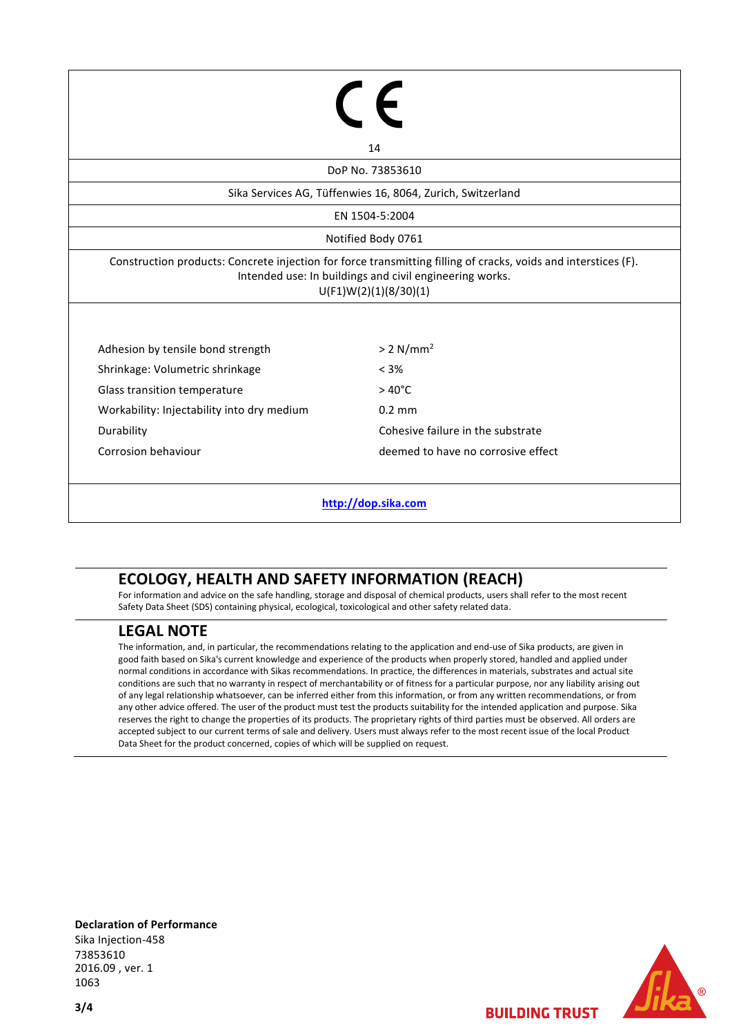CE

14

DoP No. 73853610

Sika Services AG, Tüffenwies 16, 8064, Zurich, Switzerland

EN 1504-5:2004

Notified Body 0761

Construction products: Concrete injection for force transmitting filling of cracks, voids and interstices (F).
Intended use: In buildings and civil engineering works.
U(F1)W(2)(1)(8/30)(1)

| | |
|---|---|
| Adhesion by tensile bond strength | > 2 N/mm² |
| Shrinkage: Volumetric shrinkage | < 3% |
| Glass transition temperature | > 40°C |
| Workability: Injectability into dry medium | 0.2 mm |
| Durability | Cohesive failure in the substrate |
| Corrosion behaviour | deemed to have no corrosive effect |

http://dop.sika.com

## ECOLOGY, HEALTH AND SAFETY INFORMATION (REACH)

For information and advice on the safe handling, storage and disposal of chemical products, users shall refer to the most recent Safety Data Sheet (SDS) containing physical, ecological, toxicological and other safety related data.

## LEGAL NOTE

The information, and, in particular, the recommendations relating to the application and end-use of Sika products, are given in good faith based on Sika's current knowledge and experience of the products when properly stored, handled and applied under normal conditions in accordance with Sikas recommendations. In practice, the differences in materials, substrates and actual site conditions are such that no warranty in respect of merchantability or of fitness for a particular purpose, nor any liability arising out of any legal relationship whatsoever, can be inferred either from this information, or from any written recommendations, or from any other advice offered. The user of the product must test the products suitability for the intended application and purpose. Sika reserves the right to change the properties of its products. The proprietary rights of third parties must be observed. All orders are accepted subject to our current terms of sale and delivery. Users must always refer to the most recent issue of the local Product Data Sheet for the product concerned, copies of which will be supplied on request.

**Declaration of Performance**
Sika Injection-458
73853610
2016.09 , ver. 1
1063

BUILDING TRUST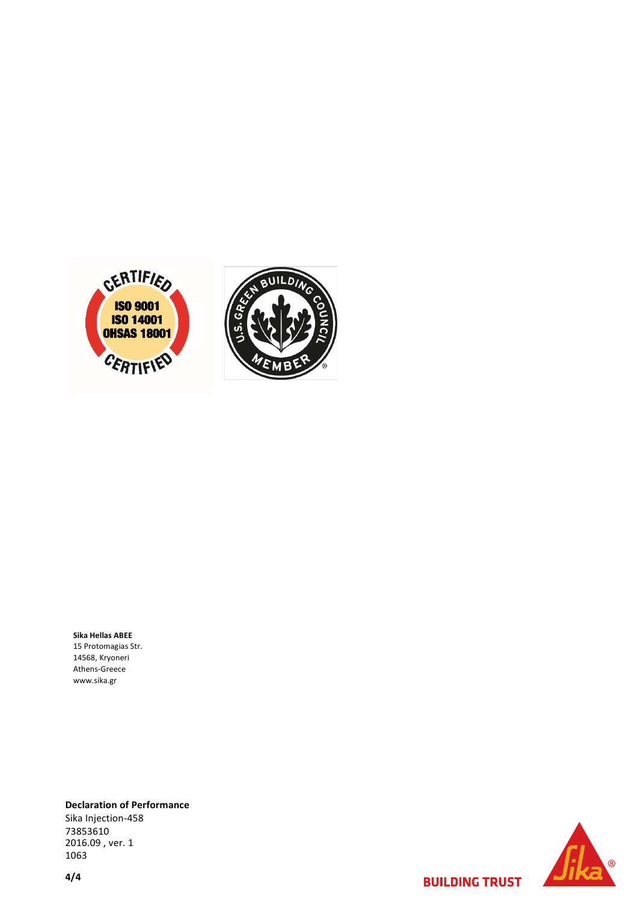**Sika Hellas ABEE**
15 Protomagias Str.
14568, Kryoneri
Athens-Greece
www.sika.gr

**Declaration of Performance**
Sika Injection-458
73853610
2016.09 , ver. 1
1063